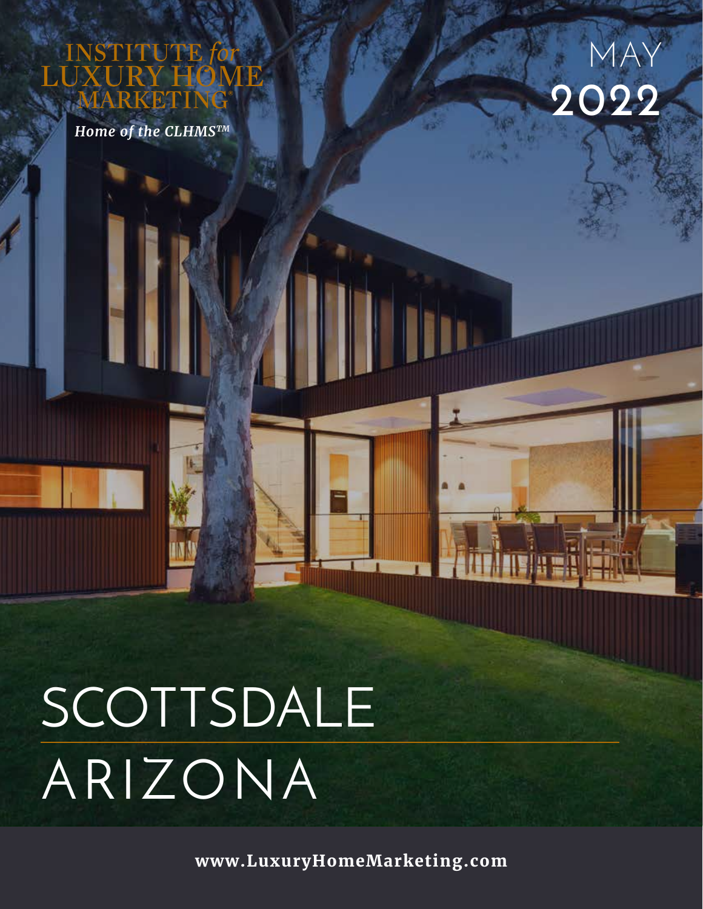INSTITUTE *for* LUXURY HOME MARKETING®

*Home of the CLHMS™*

MAY
2022

# SCOTTSDALE ARIZONA

**www.LuxuryHomeMarketing.com**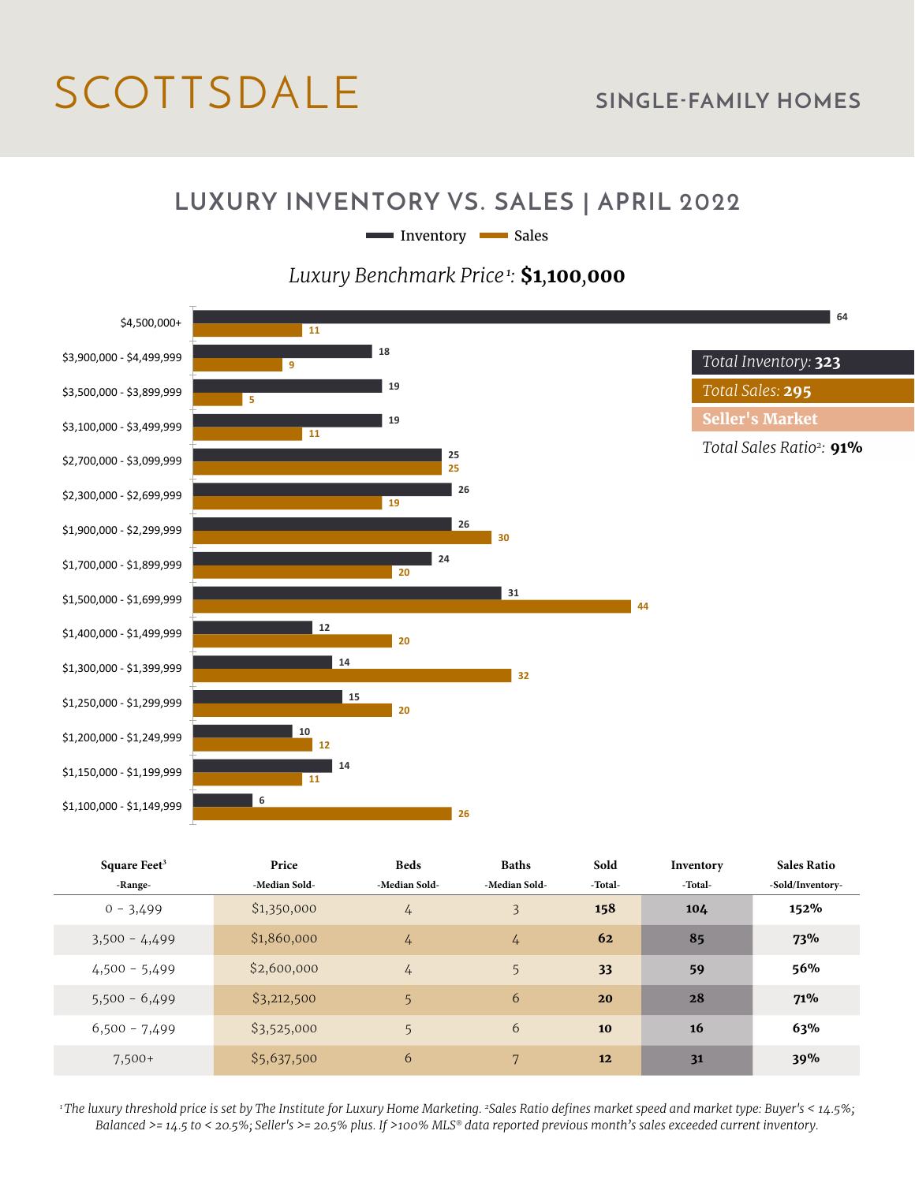# SCOTTSDALE

## SINGLE-FAMILY HOMES

## LUXURY INVENTORY VS. SALES | APRIL 2022

Inventory / Sales

*Luxury Benchmark Price*[1]*:* **$1,100,000**

| Price Range | Inventory | Sales |
|---|---|---|
| $4,500,000+ | 64 | 11 |
| $3,900,000 - $4,499,999 | 18 | 9 |
| $3,500,000 - $3,899,999 | 19 | 5 |
| $3,100,000 - $3,499,999 | 19 | 11 |
| $2,700,000 - $3,099,999 | 25 | 25 |
| $2,300,000 - $2,699,999 | 26 | 19 |
| $1,900,000 - $2,299,999 | 26 | 30 |
| $1,700,000 - $1,899,999 | 24 | 20 |
| $1,500,000 - $1,699,999 | 31 | 44 |
| $1,400,000 - $1,499,999 | 12 | 20 |
| $1,300,000 - $1,399,999 | 14 | 32 |
| $1,250,000 - $1,299,999 | 15 | 20 |
| $1,200,000 - $1,249,999 | 10 | 12 |
| $1,150,000 - $1,199,999 | 14 | 11 |
| $1,100,000 - $1,149,999 | 6 | 26 |

*Total Inventory:* **323**

*Total Sales:* **295**

**Seller's Market**

*Total Sales Ratio*[2]*:* **91%**

| Square Feet[3] -Range- | Price -Median Sold- | Beds -Median Sold- | Baths -Median Sold- | Sold -Total- | Inventory -Total- | Sales Ratio -Sold/Inventory- |
|---|---|---|---|---|---|---|
| 0 - 3,499 | $1,350,000 | 4 | 3 | **158** | **104** | **152%** |
| 3,500 - 4,499 | $1,860,000 | 4 | 4 | **62** | **85** | **73%** |
| 4,500 - 5,499 | $2,600,000 | 4 | 5 | **33** | **59** | **56%** |
| 5,500 - 6,499 | $3,212,500 | 5 | 6 | **20** | **28** | **71%** |
| 6,500 - 7,499 | $3,525,000 | 5 | 6 | **10** | **16** | **63%** |
| 7,500+ | $5,637,500 | 6 | 7 | **12** | **31** | **39%** |

*[1]The luxury threshold price is set by The Institute for Luxury Home Marketing. [2]Sales Ratio defines market speed and market type: Buyer's < 14.5%; Balanced >= 14.5 to < 20.5%; Seller's >= 20.5% plus. If >100% MLS® data reported previous month's sales exceeded current inventory.*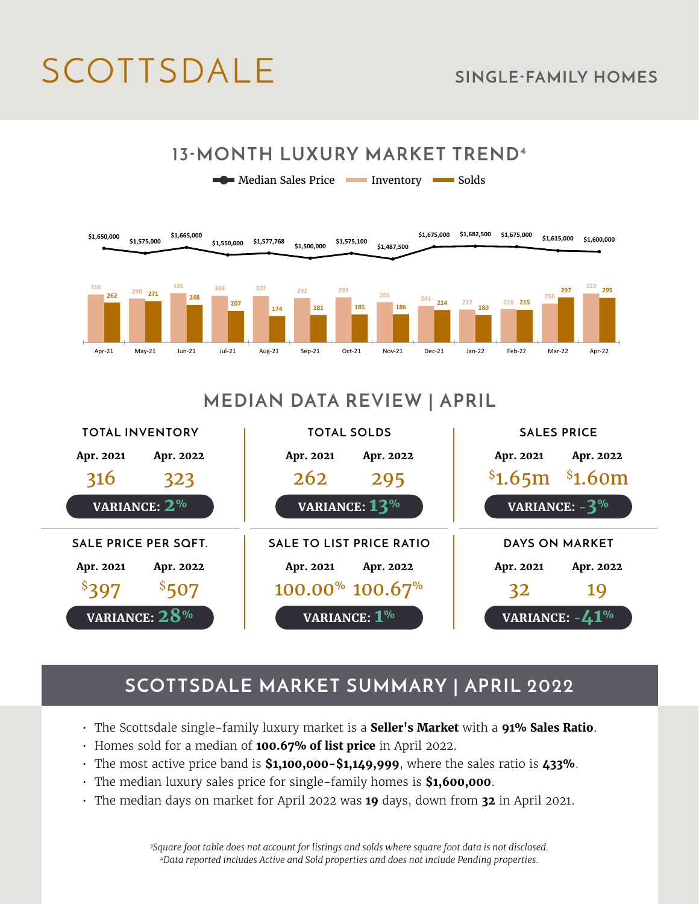# SCOTTSDALE

## SINGLE-FAMILY HOMES

## 13-MONTH LUXURY MARKET TREND[4]

| Month | Median Sales Price | Inventory | Solds |
|---|---|---|---|
| Apr-21 | $1,650,000 | 316 | 262 |
| May-21 | $1,575,000 | 290 | 271 |
| Jun-21 | $1,665,000 | 326 | 248 |
| Jul-21 | $1,550,000 | 308 | 207 |
| Aug-21 | $1,577,768 | 307 | 174 |
| Sep-21 | $1,500,000 | 292 | 181 |
| Oct-21 | $1,575,100 | 297 | 185 |
| Nov-21 | $1,487,500 | 266 | 186 |
| Dec-21 | $1,675,000 | 241 | 214 |
| Jan-22 | $1,682,500 | 217 | 180 |
| Feb-22 | $1,675,000 | 218 | 215 |
| Mar-22 | $1,615,000 | 256 | 297 |
| Apr-22 | $1,600,000 | 323 | 295 |

## MEDIAN DATA REVIEW | APRIL

| Metric | Apr. 2021 | Apr. 2022 | Variance |
|---|---|---|---|
| TOTAL INVENTORY | 316 | 323 | 2% |
| TOTAL SOLDS | 262 | 295 | 13% |
| SALES PRICE | $1.65m | $1.60m | -3% |
| SALE PRICE PER SQFT. | $397 | $507 | 28% |
| SALE TO LIST PRICE RATIO | 100.00% | 100.67% | 1% |
| DAYS ON MARKET | 32 | 19 | -41% |

## SCOTTSDALE MARKET SUMMARY | APRIL 2022

- The Scottsdale single-family luxury market is a **Seller's Market** with a **91% Sales Ratio**.
- Homes sold for a median of **100.67% of list price** in April 2022.
- The most active price band is **$1,100,000-$1,149,999**, where the sales ratio is **433%**.
- The median luxury sales price for single-family homes is **$1,600,000**.
- The median days on market for April 2022 was **19** days, down from **32** in April 2021.

*[3]Square foot table does not account for listings and solds where square foot data is not disclosed.*
*[4]Data reported includes Active and Sold properties and does not include Pending properties.*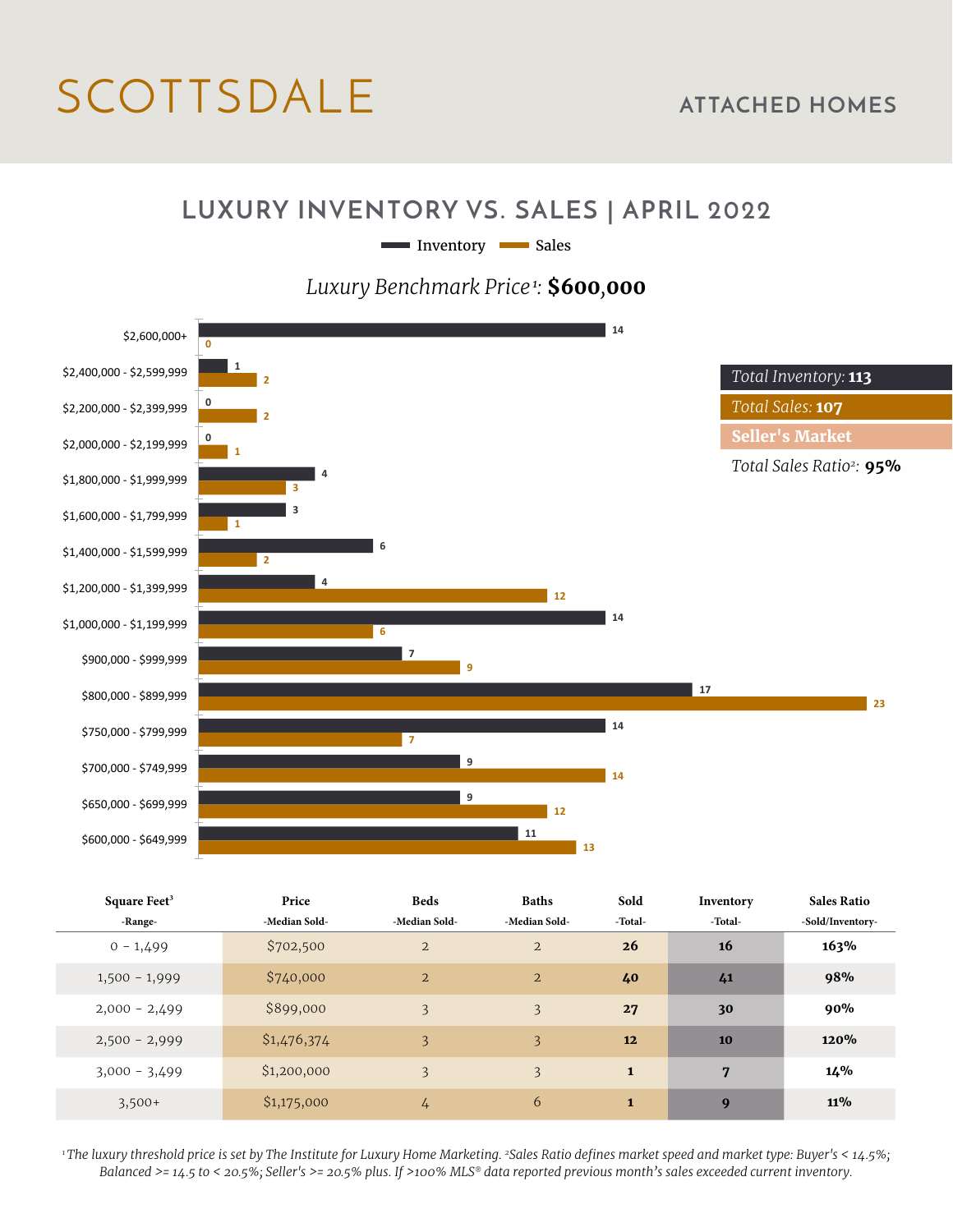# SCOTTSDALE

## ATTACHED HOMES

## LUXURY INVENTORY VS. SALES | APRIL 2022

*Luxury Benchmark Price*[1]*:* **$600,000**

| Price Range | Inventory | Sales |
|---|---|---|
| $2,600,000+ | 14 | 0 |
| $2,400,000 - $2,599,999 | 1 | 2 |
| $2,200,000 - $2,399,999 | 0 | 2 |
| $2,000,000 - $2,199,999 | 0 | 1 |
| $1,800,000 - $1,999,999 | 4 | 3 |
| $1,600,000 - $1,799,999 | 3 | 1 |
| $1,400,000 - $1,599,999 | 6 | 2 |
| $1,200,000 - $1,399,999 | 4 | 12 |
| $1,000,000 - $1,199,999 | 14 | 6 |
| $900,000 - $999,999 | 7 | 9 |
| $800,000 - $899,999 | 17 | 23 |
| $750,000 - $799,999 | 14 | 7 |
| $700,000 - $749,999 | 9 | 14 |
| $650,000 - $699,999 | 9 | 12 |
| $600,000 - $649,999 | 11 | 13 |

*Total Inventory:* **113**

*Total Sales:* **107**

**Seller's Market**

*Total Sales Ratio*[2]*:* **95%**

| Square Feet[3] -Range- | Price -Median Sold- | Beds -Median Sold- | Baths -Median Sold- | Sold -Total- | Inventory -Total- | Sales Ratio -Sold/Inventory- |
|---|---|---|---|---|---|---|
| 0 - 1,499 | $702,500 | 2 | 2 | **26** | **16** | **163%** |
| 1,500 - 1,999 | $740,000 | 2 | 2 | **40** | **41** | **98%** |
| 2,000 - 2,499 | $899,000 | 3 | 3 | **27** | **30** | **90%** |
| 2,500 - 2,999 | $1,476,374 | 3 | 3 | **12** | **10** | **120%** |
| 3,000 - 3,499 | $1,200,000 | 3 | 3 | **1** | **7** | **14%** |
| 3,500+ | $1,175,000 | 4 | 6 | **1** | **9** | **11%** |

*[1]The luxury threshold price is set by The Institute for Luxury Home Marketing. [2]Sales Ratio defines market speed and market type: Buyer's < 14.5%; Balanced >= 14.5 to < 20.5%; Seller's >= 20.5% plus. If >100% MLS® data reported previous month's sales exceeded current inventory.*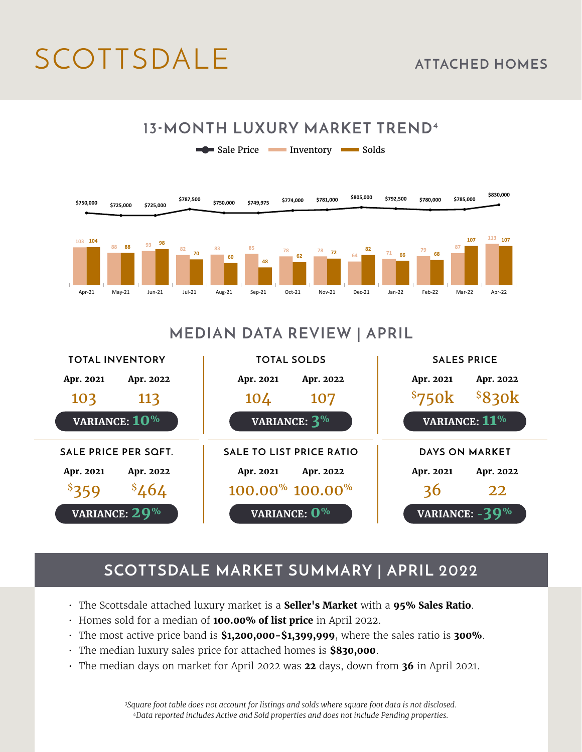# SCOTTSDALE

ATTACHED HOMES

## 13-MONTH LUXURY MARKET TREND[4]

Sale Price   Inventory   Solds

$750,000 $725,000 $725,000 $787,500 $750,000 $749,975 $774,000 $781,000 $805,000 $792,500 $780,000 $785,000 $830,000

103 104 88 88 93 98 82 70 83 60 85 48 78 62 78 72 64 82 71 66 79 68 87 107 113 107

Apr-21 May-21 Jun-21 Jul-21 Aug-21 Sep-21 Oct-21 Nov-21 Dec-21 Jan-22 Feb-22 Mar-22 Apr-22

## MEDIAN DATA REVIEW | APRIL

| | Apr. 2021 | Apr. 2022 | Variance |
|---|---|---|---|
| TOTAL INVENTORY | 103 | 113 | 10% |
| TOTAL SOLDS | 104 | 107 | 3% |
| SALES PRICE | $750k | $830k | 11% |
| SALE PRICE PER SQFT. | $359 | $464 | 29% |
| SALE TO LIST PRICE RATIO | 100.00% | 100.00% | 0% |
| DAYS ON MARKET | 36 | 22 | -39% |

## SCOTTSDALE MARKET SUMMARY | APRIL 2022

- The Scottsdale attached luxury market is a **Seller's Market** with a **95% Sales Ratio**.
- Homes sold for a median of **100.00% of list price** in April 2022.
- The most active price band is **$1,200,000-$1,399,999**, where the sales ratio is **300%**.
- The median luxury sales price for attached homes is **$830,000**.
- The median days on market for April 2022 was **22** days, down from **36** in April 2021.

*[3]Square foot table does not account for listings and solds where square foot data is not disclosed.*
*[4]Data reported includes Active and Sold properties and does not include Pending properties.*